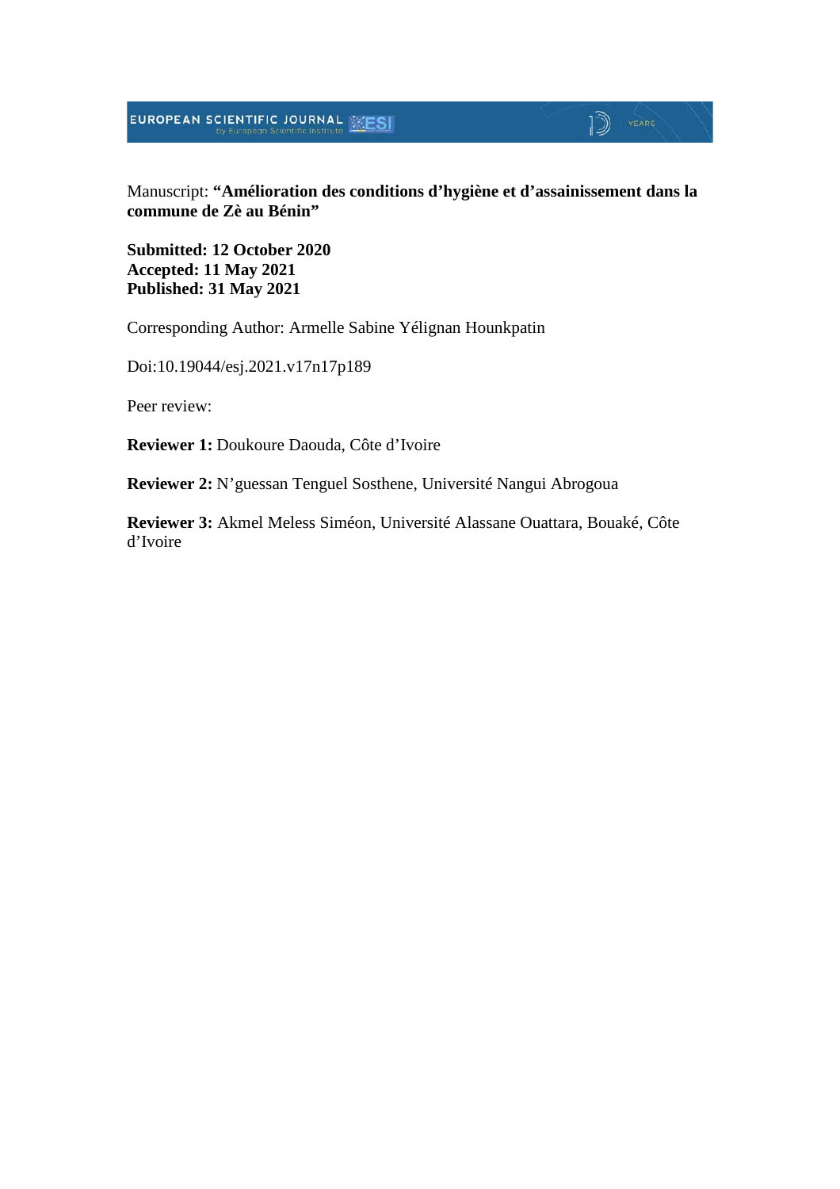Manuscript: **“Amélioration des conditions d’hygiène et d’assainissement dans la commune de Zè au Bénin”**

**Submitted: 12 October 2020**
**Accepted: 11 May 2021**
**Published: 31 May 2021**

Corresponding Author: Armelle Sabine Yélignan Hounkpatin

Doi:10.19044/esj.2021.v17n17p189

Peer review:

**Reviewer 1:** Doukoure Daouda, Côte d’Ivoire

**Reviewer 2:** N’guessan Tenguel Sosthene, Université Nangui Abrogoua

**Reviewer 3:** Akmel Meless Siméon, Université Alassane Ouattara, Bouaké, Côte d’Ivoire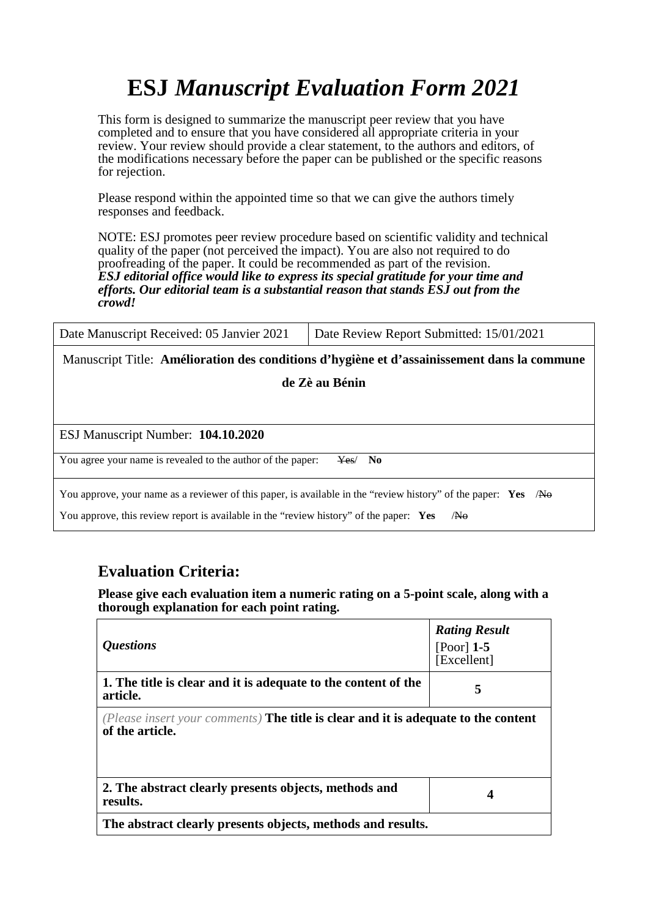# ESJ *Manuscript Evaluation Form 2021*

This form is designed to summarize the manuscript peer review that you have completed and to ensure that you have considered all appropriate criteria in your review. Your review should provide a clear statement, to the authors and editors, of the modifications necessary before the paper can be published or the specific reasons for rejection.

Please respond within the appointed time so that we can give the authors timely responses and feedback.

NOTE: ESJ promotes peer review procedure based on scientific validity and technical quality of the paper (not perceived the impact). You are also not required to do proofreading of the paper. It could be recommended as part of the revision.
***ESJ editorial office would like to express its special gratitude for your time and efforts. Our editorial team is a substantial reason that stands ESJ out from the crowd!***

| Date Manuscript Received: 05 Janvier 2021 | Date Review Report Submitted: 15/01/2021 |
|---|---|
| Manuscript Title: **Amélioration des conditions d'hygiène et d'assainissement dans la commune de Zè au Bénin** | |
| ESJ Manuscript Number: **104.10.2020** | |
| You agree your name is revealed to the author of the paper: ~~Yes~~/ **No** | |
| You approve, your name as a reviewer of this paper, is available in the "review history" of the paper: **Yes** /~~No~~<br>You approve, this review report is available in the "review history" of the paper: **Yes** /~~No~~ | |

## Evaluation Criteria:

**Please give each evaluation item a numeric rating on a 5-point scale, along with a thorough explanation for each point rating.**

| *Questions* | ***Rating Result*** [Poor] **1-5** [Excellent] |
|---|---|
| **1. The title is clear and it is adequate to the content of the article.** | **5** |
| *(Please insert your comments)* **The title is clear and it is adequate to the content of the article.** | |
| **2. The abstract clearly presents objects, methods and results.** | **4** |
| **The abstract clearly presents objects, methods and results.** | |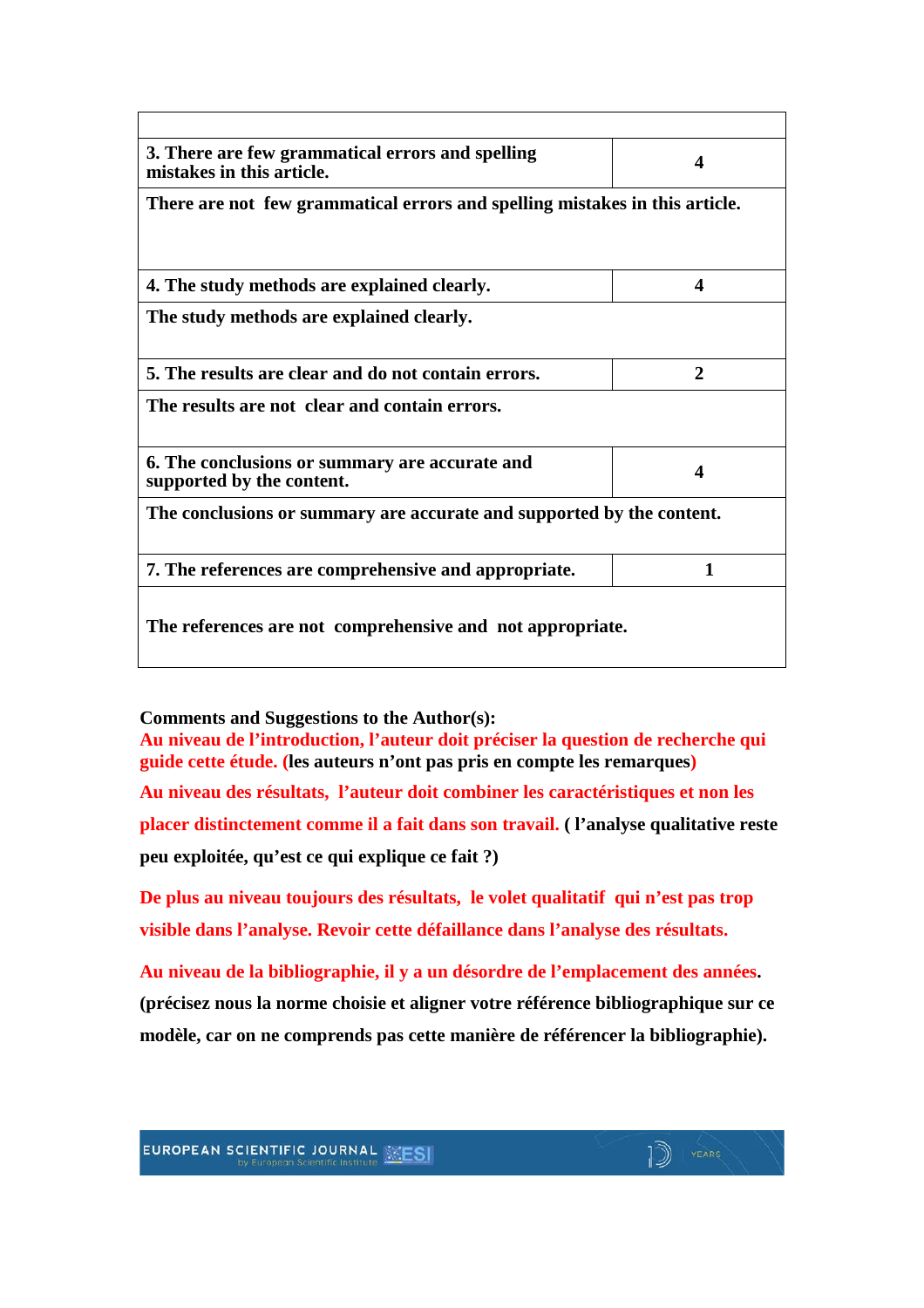| | |
|---|---|
| **3. There are few grammatical errors and spelling mistakes in this article.** | **4** |
| **There are not few grammatical errors and spelling mistakes in this article.** | |
| **4. The study methods are explained clearly.** | **4** |
| **The study methods are explained clearly.** | |
| **5. The results are clear and do not contain errors.** | **2** |
| **The results are not clear and contain errors.** | |
| **6. The conclusions or summary are accurate and supported by the content.** | **4** |
| **The conclusions or summary are accurate and supported by the content.** | |
| **7. The references are comprehensive and appropriate.** | **1** |
| **The references are not comprehensive and not appropriate.** | |

**Comments and Suggestions to the Author(s):**

**Au niveau de l'introduction, l'auteur doit préciser la question de recherche qui guide cette étude. (les auteurs n'ont pas pris en compte les remarques)**

**Au niveau des résultats, l'auteur doit combiner les caractéristiques et non les placer distinctement comme il a fait dans son travail. ( l'analyse qualitative reste peu exploitée, qu'est ce qui explique ce fait ?)**

**De plus au niveau toujours des résultats, le volet qualitatif qui n'est pas trop visible dans l'analyse. Revoir cette défaillance dans l'analyse des résultats.**

**Au niveau de la bibliographie, il y a un désordre de l'emplacement des années. (précisez nous la norme choisie et aligner votre référence bibliographique sur ce modèle, car on ne comprends pas cette manière de référencer la bibliographie).**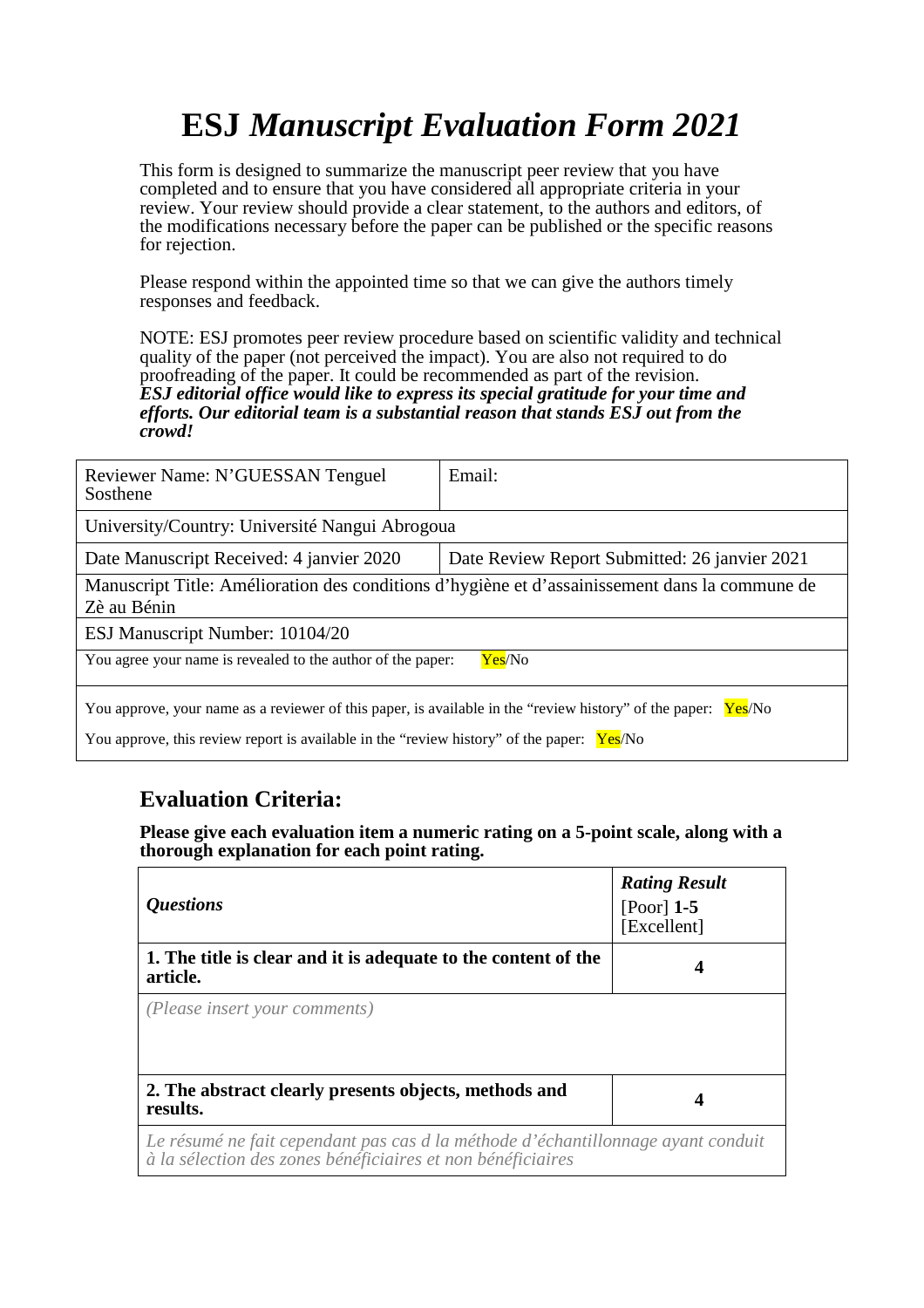# ESJ *Manuscript Evaluation Form 2021*

This form is designed to summarize the manuscript peer review that you have completed and to ensure that you have considered all appropriate criteria in your review. Your review should provide a clear statement, to the authors and editors, of the modifications necessary before the paper can be published or the specific reasons for rejection.

Please respond within the appointed time so that we can give the authors timely responses and feedback.

NOTE: ESJ promotes peer review procedure based on scientific validity and technical quality of the paper (not perceived the impact). You are also not required to do proofreading of the paper. It could be recommended as part of the revision.
***ESJ editorial office would like to express its special gratitude for your time and efforts. Our editorial team is a substantial reason that stands ESJ out from the crowd!***

| Reviewer Name: N'GUESSAN Tenguel Sosthene | Email: |
|---|---|
| University/Country: Université Nangui Abrogoua | |
| Date Manuscript Received: 4 janvier 2020 | Date Review Report Submitted: 26 janvier 2021 |
| Manuscript Title: Amélioration des conditions d'hygiène et d'assainissement dans la commune de Zè au Bénin | |
| ESJ Manuscript Number: 10104/20 | |
| You agree your name is revealed to the author of the paper: Yes/No | |
| You approve, your name as a reviewer of this paper, is available in the "review history" of the paper: Yes/No<br>You approve, this review report is available in the "review history" of the paper: Yes/No | |

## Evaluation Criteria:

**Please give each evaluation item a numeric rating on a 5-point scale, along with a thorough explanation for each point rating.**

| *Questions* | ***Rating Result*** [Poor] **1-5** [Excellent] |
|---|---|
| **1. The title is clear and it is adequate to the content of the article.** | **4** |
| *(Please insert your comments)* | |
| **2. The abstract clearly presents objects, methods and results.** | **4** |
| *Le résumé ne fait cependant pas cas d la méthode d'échantillonnage ayant conduit à la sélection des zones bénéficiaires et non bénéficiaires* | |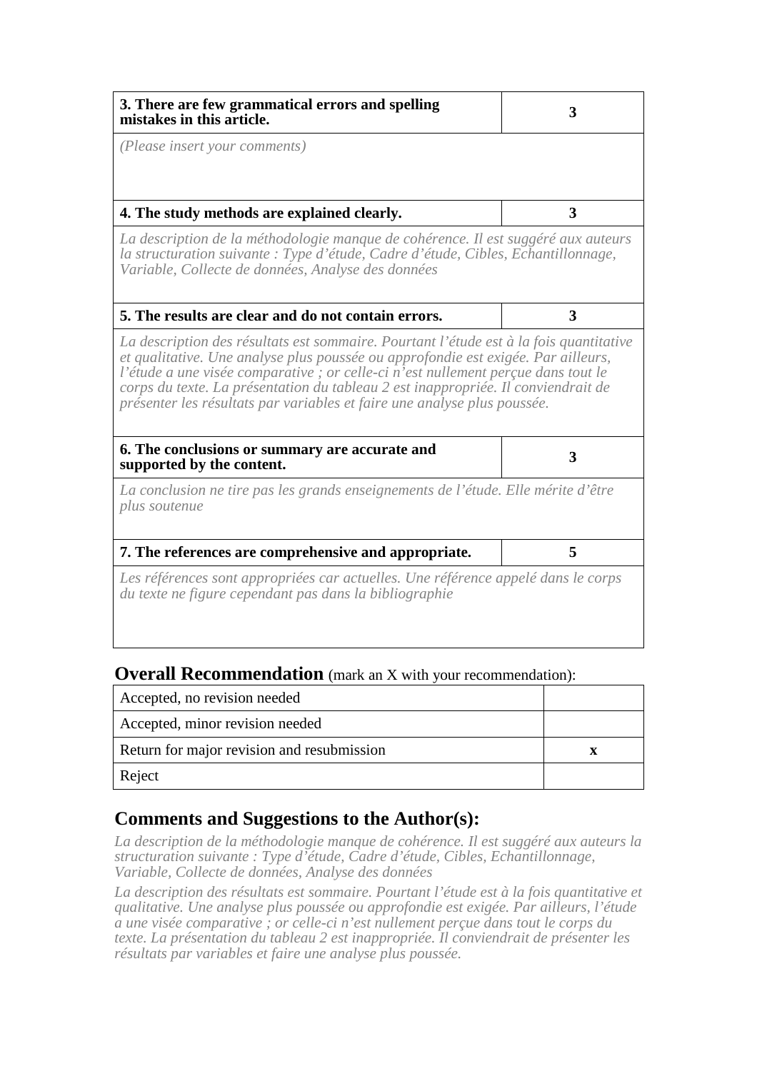| 3. There are few grammatical errors and spelling mistakes in this article. | 3 |
|---|---|
| *(Please insert your comments)* | |
| **4. The study methods are explained clearly.** | **3** |
| *La description de la méthodologie manque de cohérence. Il est suggéré aux auteurs la structuration suivante : Type d'étude, Cadre d'étude, Cibles, Echantillonnage, Variable, Collecte de données, Analyse des données* | |
| **5. The results are clear and do not contain errors.** | **3** |
| *La description des résultats est sommaire. Pourtant l'étude est à la fois quantitative et qualitative. Une analyse plus poussée ou approfondie est exigée. Par ailleurs, l'étude a une visée comparative ; or celle-ci n'est nullement perçue dans tout le corps du texte. La présentation du tableau 2 est inappropriée. Il conviendrait de présenter les résultats par variables et faire une analyse plus poussée.* | |
| **6. The conclusions or summary are accurate and supported by the content.** | **3** |
| *La conclusion ne tire pas les grands enseignements de l'étude. Elle mérite d'être plus soutenue* | |
| **7. The references are comprehensive and appropriate.** | **5** |
| *Les références sont appropriées car actuelles. Une référence appelé dans le corps du texte ne figure cependant pas dans la bibliographie* | |

## Overall Recommendation (mark an X with your recommendation):

| Accepted, no revision needed | |
|---|---|
| Accepted, minor revision needed | |
| Return for major revision and resubmission | x |
| Reject | |

## Comments and Suggestions to the Author(s):

*La description de la méthodologie manque de cohérence. Il est suggéré aux auteurs la structuration suivante : Type d'étude, Cadre d'étude, Cibles, Echantillonnage, Variable, Collecte de données, Analyse des données*

*La description des résultats est sommaire. Pourtant l'étude est à la fois quantitative et qualitative. Une analyse plus poussée ou approfondie est exigée. Par ailleurs, l'étude a une visée comparative ; or celle-ci n'est nullement perçue dans tout le corps du texte. La présentation du tableau 2 est inappropriée. Il conviendrait de présenter les résultats par variables et faire une analyse plus poussée.*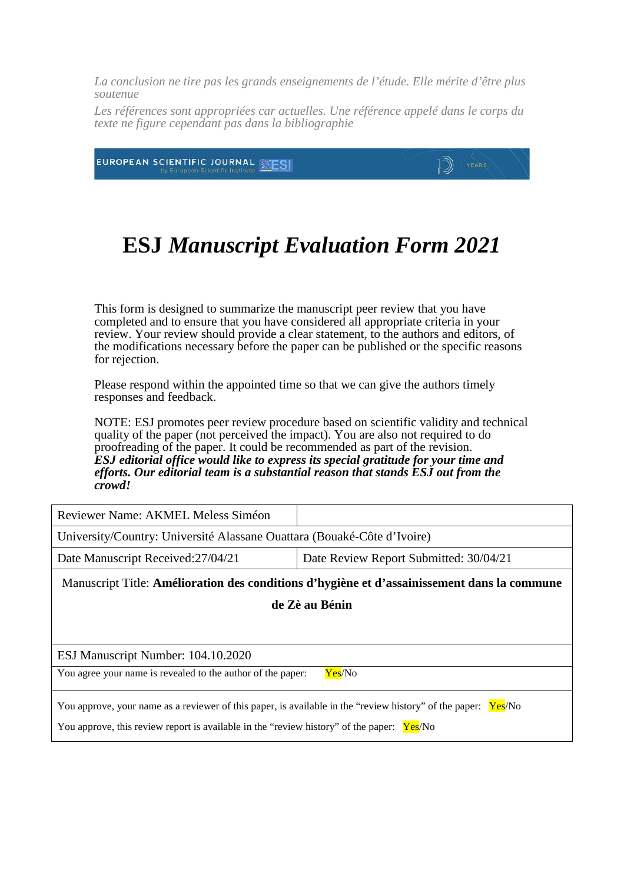*La conclusion ne tire pas les grands enseignements de l'étude. Elle mérite d'être plus soutenue*

*Les références sont appropriées car actuelles. Une référence appelé dans le corps du texte ne figure cependant pas dans la bibliographie*

EUROPEAN SCIENTIFIC JOURNAL ESI by European Scientific Institute — 10 YEARS

# ESJ *Manuscript Evaluation Form 2021*

This form is designed to summarize the manuscript peer review that you have completed and to ensure that you have considered all appropriate criteria in your review. Your review should provide a clear statement, to the authors and editors, of the modifications necessary before the paper can be published or the specific reasons for rejection.

Please respond within the appointed time so that we can give the authors timely responses and feedback.

NOTE: ESJ promotes peer review procedure based on scientific validity and technical quality of the paper (not perceived the impact). You are also not required to do proofreading of the paper. It could be recommended as part of the revision.
***ESJ editorial office would like to express its special gratitude for your time and efforts. Our editorial team is a substantial reason that stands ESJ out from the crowd!***

| Reviewer Name: AKMEL Meless Siméon | |
|---|---|
| University/Country: Université Alassane Ouattara (Bouaké-Côte d'Ivoire) | |
| Date Manuscript Received:27/04/21 | Date Review Report Submitted: 30/04/21 |
| Manuscript Title: **Amélioration des conditions d'hygiène et d'assainissement dans la commune de Zè au Bénin** | |
| ESJ Manuscript Number: 104.10.2020 | |
| You agree your name is revealed to the author of the paper: Yes/No | |
| You approve, your name as a reviewer of this paper, is available in the "review history" of the paper: Yes/No<br>You approve, this review report is available in the "review history" of the paper: Yes/No | |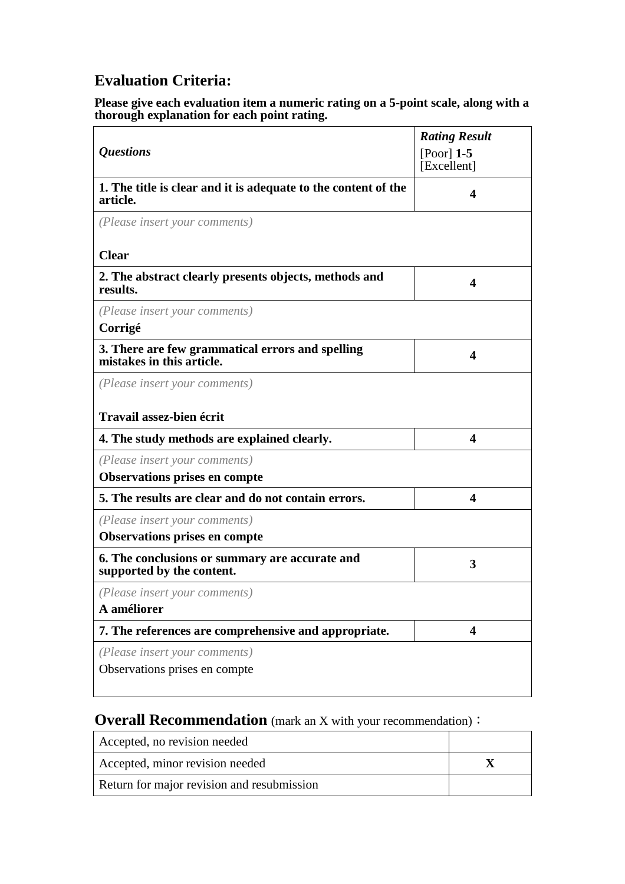## Evaluation Criteria:

**Please give each evaluation item a numeric rating on a 5-point scale, along with a thorough explanation for each point rating.**

| *Questions* | ***Rating Result*** [Poor] **1-5** [Excellent] |
|---|---|
| **1. The title is clear and it is adequate to the content of the article.** | **4** |
| *(Please insert your comments)* **Clear** | |
| **2. The abstract clearly presents objects, methods and results.** | **4** |
| *(Please insert your comments)* **Corrigé** | |
| **3. There are few grammatical errors and spelling mistakes in this article.** | **4** |
| *(Please insert your comments)* **Travail assez-bien écrit** | |
| **4. The study methods are explained clearly.** | **4** |
| *(Please insert your comments)* **Observations prises en compte** | |
| **5. The results are clear and do not contain errors.** | **4** |
| *(Please insert your comments)* **Observations prises en compte** | |
| **6. The conclusions or summary are accurate and supported by the content.** | **3** |
| *(Please insert your comments)* **A améliorer** | |
| **7. The references are comprehensive and appropriate.** | **4** |
| *(Please insert your comments)* Observations prises en compte | |

## Overall Recommendation (mark an X with your recommendation)：

| | |
|---|---|
| Accepted, no revision needed | |
| Accepted, minor revision needed | **X** |
| Return for major revision and resubmission | |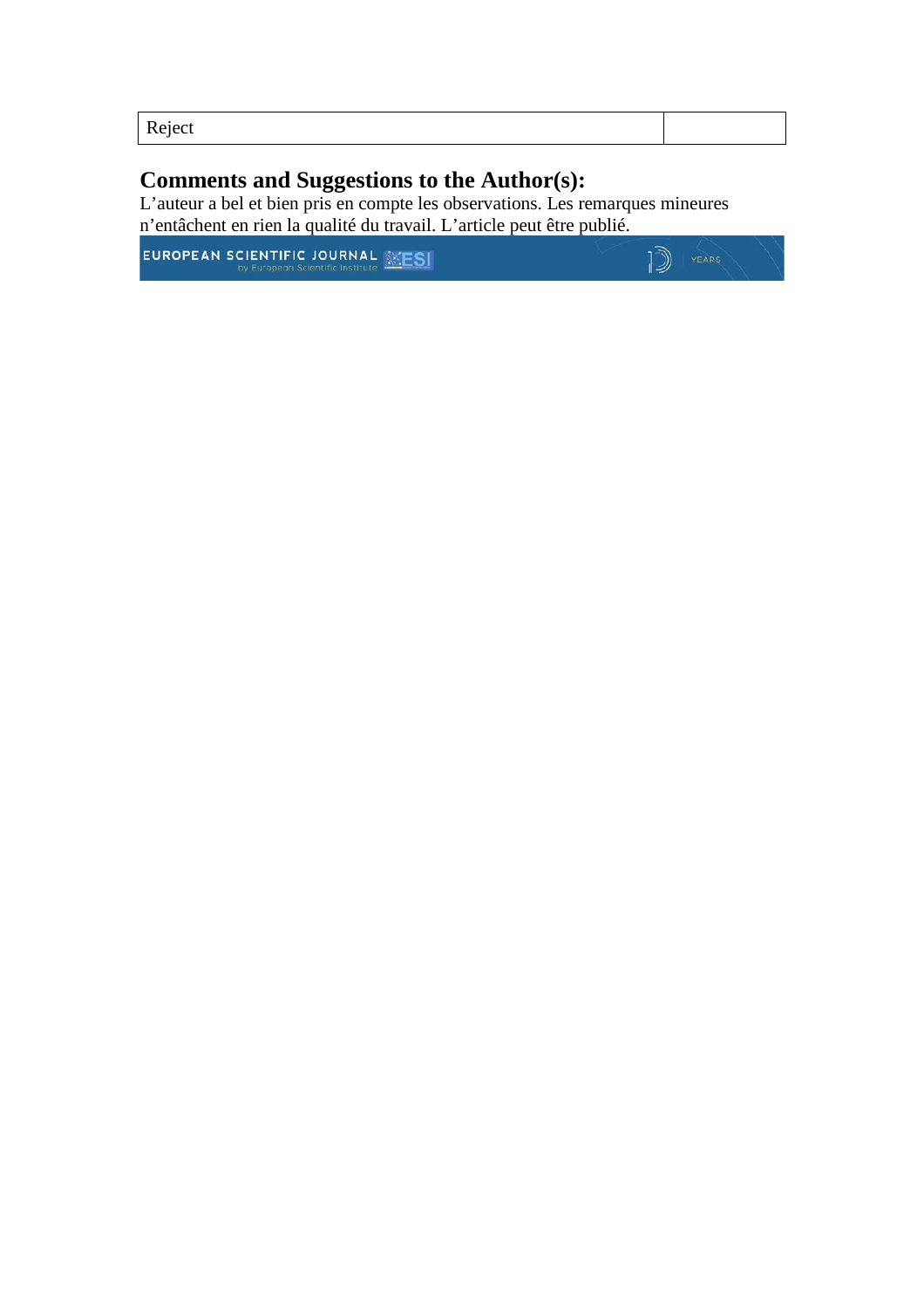| | |
|---|---|
| Reject | |

## Comments and Suggestions to the Author(s):

L’auteur a bel et bien pris en compte les observations. Les remarques mineures n’entâchent en rien la qualité du travail. L’article peut être publié.